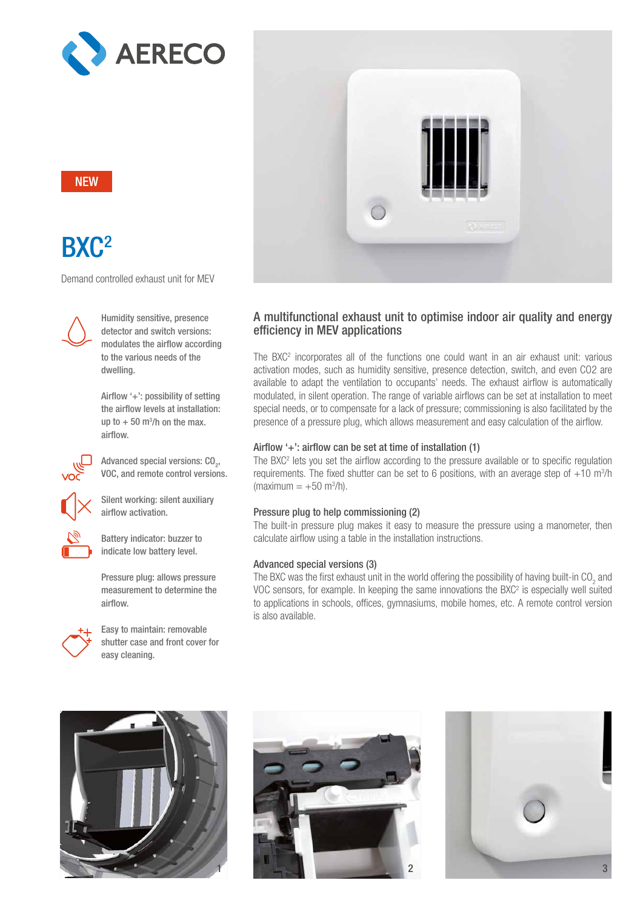NEW

# $BXC^2$

Demand controlled exhaust unit for MEV

Humidity sensitive, presence detector and switch versions: modulates the airflow according to the various needs of the dwelling.

Airflow '+': possibility of setting the airflow levels at installation: up to + 50 $m^3/h$ on the max. airflow.

Advanced special versions: $CO_2$, VOC, and remote control versions.

Silent working: silent auxiliary airflow activation.

Battery indicator: buzzer to indicate low battery level.

Pressure plug: allows pressure measurement to determine the airflow.

Easy to maintain: removable shutter case and front cover for easy cleaning.

## A multifunctional exhaust unit to optimise indoor air quality and energy efficiency in MEV applications

The $BXC^2$ incorporates all of the functions one could want in an air exhaust unit: various activation modes, such as humidity sensitive, presence detection, switch, and even CO2 are available to adapt the ventilation to occupants' needs. The exhaust airflow is automatically modulated, in silent operation. The range of variable airflows can be set at installation to meet special needs, or to compensate for a lack of pressure; commissioning is also facilitated by the presence of a pressure plug, which allows measurement and easy calculation of the airflow.

### Airflow '+': airflow can be set at time of installation (1)

The $BXC^2$ lets you set the airflow according to the pressure available or to specific regulation requirements. The fixed shutter can be set to 6 positions, with an average step of +10 $m^3/h$ (maximum = +50 $m^3/h$).

### Pressure plug to help commissioning (2)

The built-in pressure plug makes it easy to measure the pressure using a manometer, then calculate airflow using a table in the installation instructions.

### Advanced special versions (3)

The BXC was the first exhaust unit in the world offering the possibility of having built-in $CO_2$ and VOC sensors, for example. In keeping the same innovations the $BXC^2$ is especially well suited to applications in schools, offices, gymnasiums, mobile homes, etc. A remote control version is also available.

1

2

3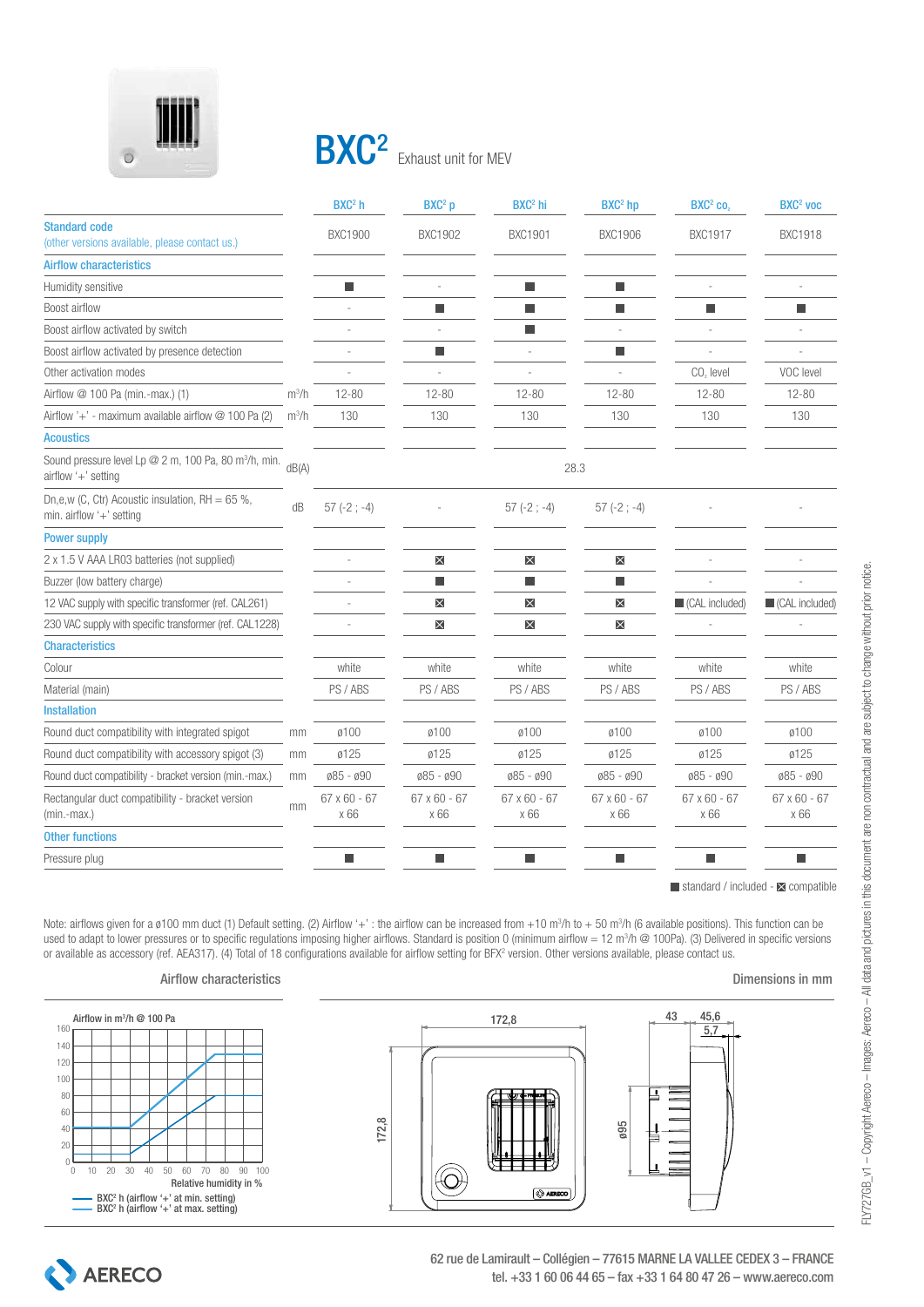# $BXC^2$ Exhaust unit for MEV

| | | $BXC^2$ h | $BXC^2$ p | $BXC^2$ hi | $BXC^2$ hp | $BXC^2$ $co_2$ | $BXC^2$ voc |
|---|---|---|---|---|---|---|---|
| **Standard code** (other versions available, please contact us.) | | BXC1900 | BXC1902 | BXC1901 | BXC1906 | BXC1917 | BXC1918 |
| **Airflow characteristics** | | | | | | | |
| Humidity sensitive | | ■ | - | ■ | ■ | - | - |
| Boost airflow | | - | ■ | ■ | ■ | ■ | ■ |
| Boost airflow activated by switch | | - | - | ■ | - | - | - |
| Boost airflow activated by presence detection | | - | ■ | - | ■ | - | - |
| Other activation modes | | - | - | - | - | $CO_2$ level | VOC level |
| Airflow @ 100 Pa (min.-max.) (1) | $m^3/h$ | 12-80 | 12-80 | 12-80 | 12-80 | 12-80 | 12-80 |
| Airflow '+' - maximum available airflow @ 100 Pa (2) | $m^3/h$ | 130 | 130 | 130 | 130 | 130 | 130 |
| **Acoustics** | | | | | | | |
| Sound pressure level Lp @ 2 m, 100 Pa, 80 $m^3/h$, min. airflow '+' setting | dB(A) | 28.3 | | | | | |
| Dn,e,w (C, Ctr) Acoustic insulation, RH = 65 %, min. airflow '+' setting | dB | 57 (-2 ; -4) | - | 57 (-2 ; -4) | 57 (-2 ; -4) | - | - |
| **Power supply** | | | | | | | |
| 2 x 1.5 V AAA LR03 batteries (not supplied) | | - | ☒ | ☒ | ☒ | - | - |
| Buzzer (low battery charge) | | - | ■ | ■ | ■ | - | - |
| 12 VAC supply with specific transformer (ref. CAL261) | | - | ☒ | ☒ | ☒ | ■ (CAL included) | ■ (CAL included) |
| 230 VAC supply with specific transformer (ref. CAL1228) | | - | ☒ | ☒ | ☒ | - | - |
| **Characteristics** | | | | | | | |
| Colour | | white | white | white | white | white | white |
| Material (main) | | PS / ABS | PS / ABS | PS / ABS | PS / ABS | PS / ABS | PS / ABS |
| **Installation** | | | | | | | |
| Round duct compatibility with integrated spigot | mm | ø100 | ø100 | ø100 | ø100 | ø100 | ø100 |
| Round duct compatibility with accessory spigot (3) | mm | ø125 | ø125 | ø125 | ø125 | ø125 | ø125 |
| Round duct compatibility - bracket version (min.-max.) | mm | ø85 - ø90 | ø85 - ø90 | ø85 - ø90 | ø85 - ø90 | ø85 - ø90 | ø85 - ø90 |
| Rectangular duct compatibility - bracket version (min.-max.) | mm | 67 x 60 - 67 x 66 | 67 x 60 - 67 x 66 | 67 x 60 - 67 x 66 | 67 x 60 - 67 x 66 | 67 x 60 - 67 x 66 | 67 x 60 - 67 x 66 |
| **Other functions** | | | | | | | |
| Pressure plug | | ■ | ■ | ■ | ■ | ■ | ■ |

■ standard / included - ☒ compatible

Note: airflows given for a ø100 mm duct (1) Default setting. (2) Airflow '+' : the airflow can be increased from +10 $m^3/h$ to + 50 $m^3/h$ (6 available positions). This function can be used to adapt to lower pressures or to specific regulations imposing higher airflows. Standard is position 0 (minimum airflow = 12 $m^3/h$ @ 100Pa). (3) Delivered in specific versions or available as accessory (ref. AEA317). (4) Total of 18 configurations available for airflow setting for $BFX^2$ version. Other versions available, please contact us.

## Airflow characteristics

Airflow in $m^3/h$ @ 100 Pa
160
140
120
100
80
60
40
20
0
0 10 20 30 40 50 60 70 80 90 100
Relative humidity in %
$BXC^2$ h (airflow '+' at min. setting)
$BXC^2$ h (airflow '+' at max. setting)

## Dimensions in mm

172,8
172,8
ø95
43
45,6
5,7

AERECO

62 rue de Lamirault – Collégien – 77615 MARNE LA VALLEE CEDEX 3 – FRANCE
tel. +33 1 60 06 44 65 – fax +33 1 64 80 47 26 – www.aereco.com

FLY727GB_v1 – Copyright Aereco – Images: Aereco – All data and pictures in this document are non contractual and are subject to change without prior notice.